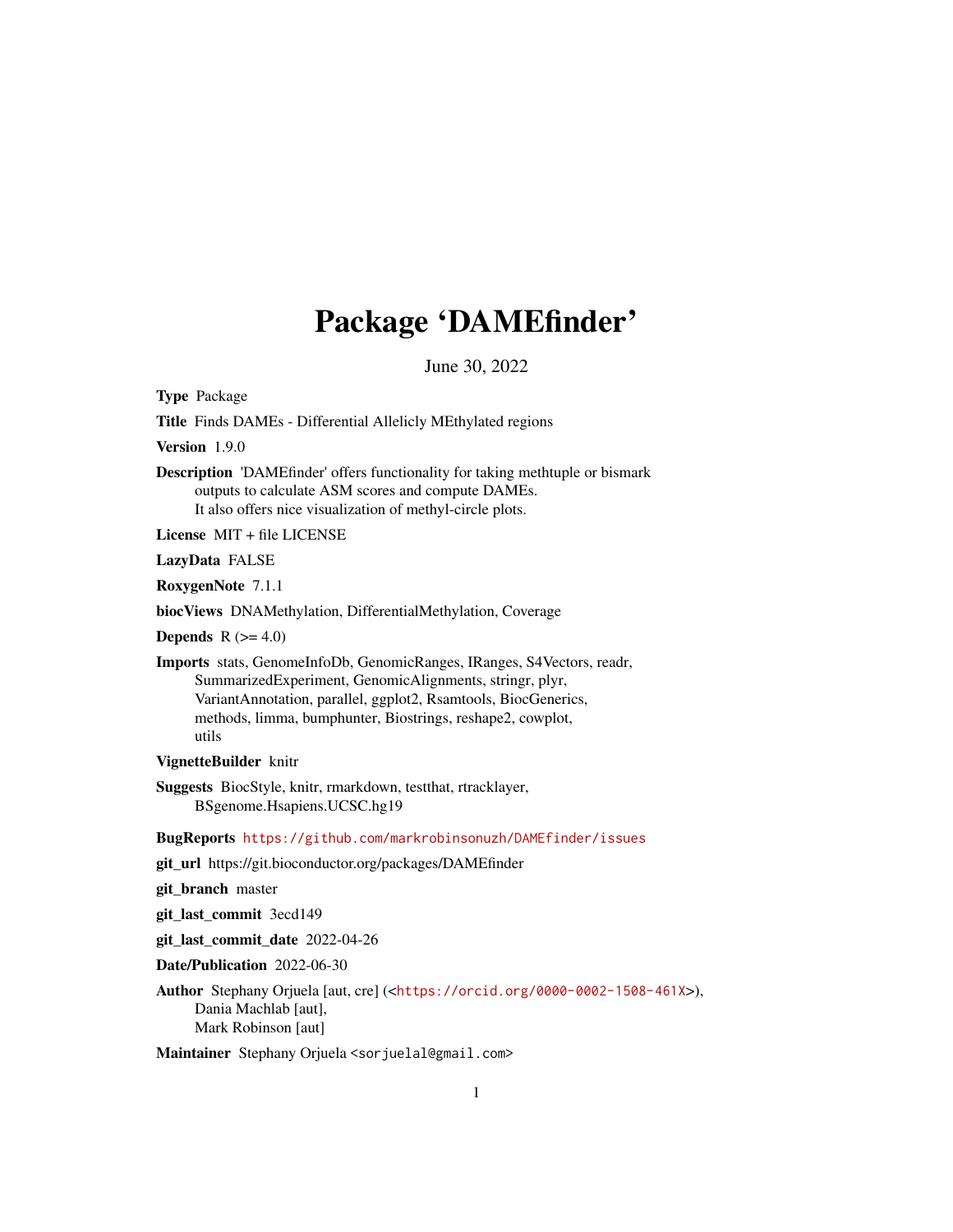# Package 'DAMEfinder'

June 30, 2022

**Type** Package

**Title** Finds DAMEs - Differential Allelicly MEthylated regions

**Version** 1.9.0

**Description** 'DAMEfinder' offers functionality for taking methtuple or bismark outputs to calculate ASM scores and compute DAMEs. It also offers nice visualization of methyl-circle plots.

**License** MIT + file LICENSE

**LazyData** FALSE

**RoxygenNote** 7.1.1

**biocViews** DNAMethylation, DifferentialMethylation, Coverage

**Depends** R (>= 4.0)

**Imports** stats, GenomeInfoDb, GenomicRanges, IRanges, S4Vectors, readr, SummarizedExperiment, GenomicAlignments, stringr, plyr, VariantAnnotation, parallel, ggplot2, Rsamtools, BiocGenerics, methods, limma, bumphunter, Biostrings, reshape2, cowplot, utils

**VignetteBuilder** knitr

**Suggests** BiocStyle, knitr, rmarkdown, testthat, rtracklayer, BSgenome.Hsapiens.UCSC.hg19

**BugReports** https://github.com/markrobinsonuzh/DAMEfinder/issues

**git_url** https://git.bioconductor.org/packages/DAMEfinder

**git_branch** master

**git_last_commit** 3ecd149

**git_last_commit_date** 2022-04-26

**Date/Publication** 2022-06-30

**Author** Stephany Orjuela [aut, cre] (<https://orcid.org/0000-0002-1508-461X>), Dania Machlab [aut], Mark Robinson [aut]

**Maintainer** Stephany Orjuela <sorjuelal@gmail.com>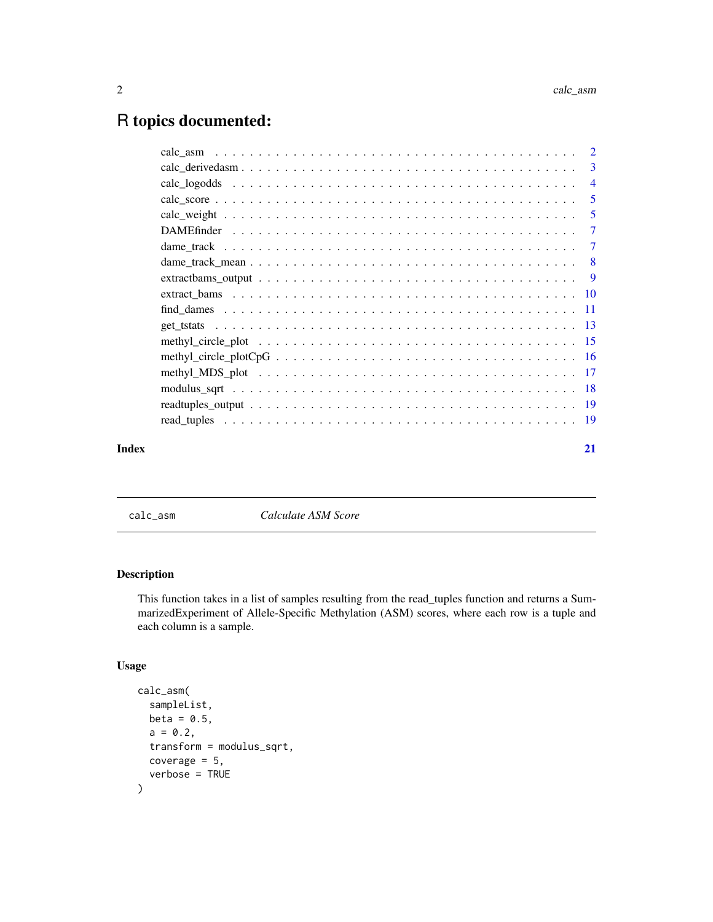# R topics documented:

- calc_asm . . . . . . . . . . . . . . . . . . . . . . . . . . . . . . . . . . . . . . . . 2
- calc_derivedasm . . . . . . . . . . . . . . . . . . . . . . . . . . . . . . . . . . . . 3
- calc_logodds . . . . . . . . . . . . . . . . . . . . . . . . . . . . . . . . . . . . . . 4
- calc_score . . . . . . . . . . . . . . . . . . . . . . . . . . . . . . . . . . . . . . . 5
- calc_weight . . . . . . . . . . . . . . . . . . . . . . . . . . . . . . . . . . . . . . 5
- DAMEfinder . . . . . . . . . . . . . . . . . . . . . . . . . . . . . . . . . . . . . . 7
- dame_track . . . . . . . . . . . . . . . . . . . . . . . . . . . . . . . . . . . . . . 7
- dame_track_mean . . . . . . . . . . . . . . . . . . . . . . . . . . . . . . . . . . . 8
- extractbams_output . . . . . . . . . . . . . . . . . . . . . . . . . . . . . . . . . . 9
- extract_bams . . . . . . . . . . . . . . . . . . . . . . . . . . . . . . . . . . . . . 10
- find_dames . . . . . . . . . . . . . . . . . . . . . . . . . . . . . . . . . . . . . . 11
- get_tstats . . . . . . . . . . . . . . . . . . . . . . . . . . . . . . . . . . . . . . 13
- methyl_circle_plot . . . . . . . . . . . . . . . . . . . . . . . . . . . . . . . . . . 15
- methyl_circle_plotCpG . . . . . . . . . . . . . . . . . . . . . . . . . . . . . . . . 16
- methyl_MDS_plot . . . . . . . . . . . . . . . . . . . . . . . . . . . . . . . . . . . 17
- modulus_sqrt . . . . . . . . . . . . . . . . . . . . . . . . . . . . . . . . . . . . . 18
- readtuples_output . . . . . . . . . . . . . . . . . . . . . . . . . . . . . . . . . . 19
- read_tuples . . . . . . . . . . . . . . . . . . . . . . . . . . . . . . . . . . . . . . 19

**Index** 21

---

`calc_asm` *Calculate ASM Score*

---

### Description

This function takes in a list of samples resulting from the read_tuples function and returns a SummarizedExperiment of Allele-Specific Methylation (ASM) scores, where each row is a tuple and each column is a sample.

### Usage

```
calc_asm(
  sampleList,
  beta = 0.5,
  a = 0.2,
  transform = modulus_sqrt,
  coverage = 5,
  verbose = TRUE
)
```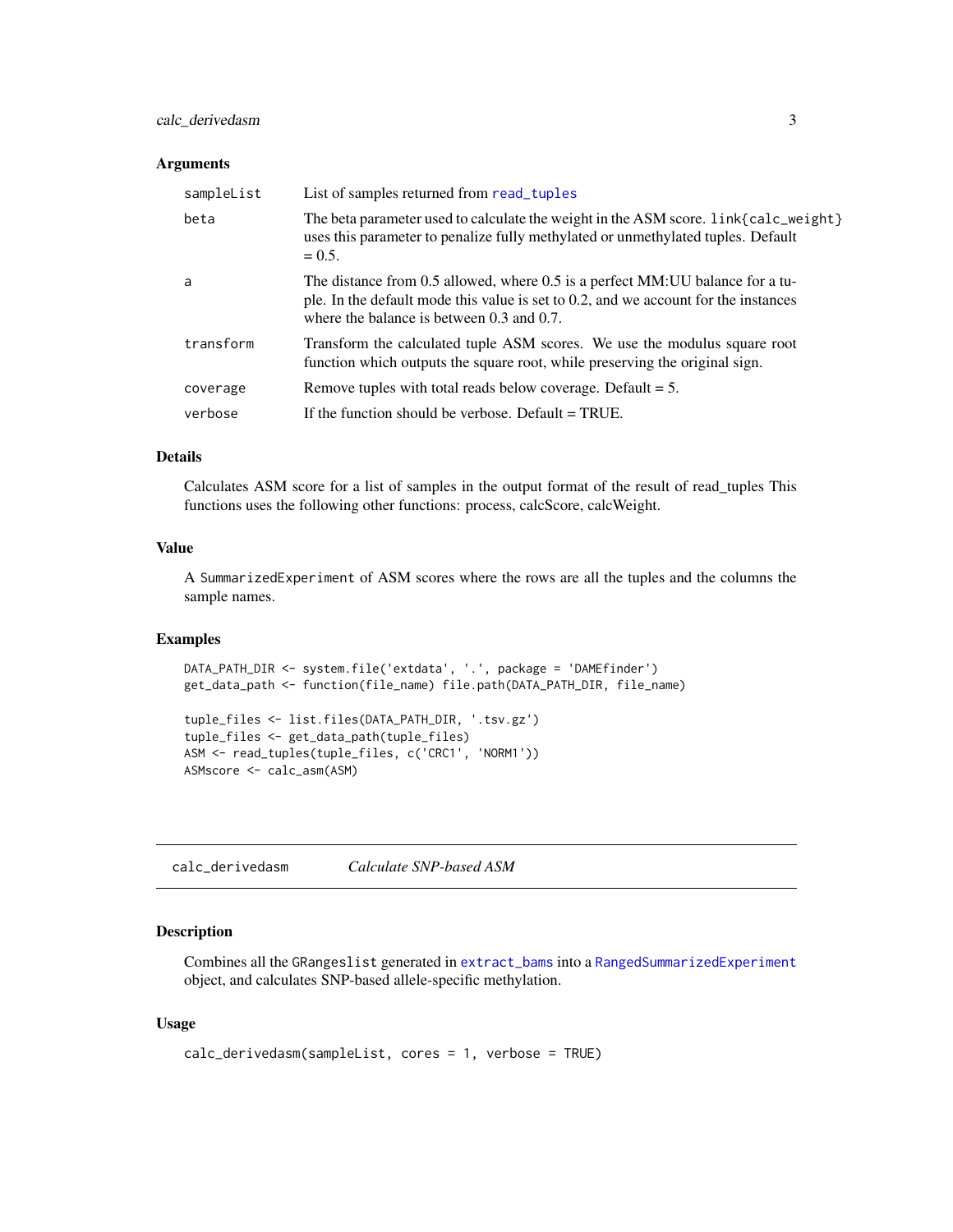### Arguments

| | |
|---|---|
| sampleList | List of samples returned from read_tuples |
| beta | The beta parameter used to calculate the weight in the ASM score. link{calc_weight} uses this parameter to penalize fully methylated or unmethylated tuples. Default = 0.5. |
| a | The distance from 0.5 allowed, where 0.5 is a perfect MM:UU balance for a tuple. In the default mode this value is set to 0.2, and we account for the instances where the balance is between 0.3 and 0.7. |
| transform | Transform the calculated tuple ASM scores. We use the modulus square root function which outputs the square root, while preserving the original sign. |
| coverage | Remove tuples with total reads below coverage. Default = 5. |
| verbose | If the function should be verbose. Default = TRUE. |

### Details

Calculates ASM score for a list of samples in the output format of the result of read_tuples This functions uses the following other functions: process, calcScore, calcWeight.

### Value

A SummarizedExperiment of ASM scores where the rows are all the tuples and the columns the sample names.

### Examples

```
DATA_PATH_DIR <- system.file('extdata', '.', package = 'DAMEfinder')
get_data_path <- function(file_name) file.path(DATA_PATH_DIR, file_name)

tuple_files <- list.files(DATA_PATH_DIR, '.tsv.gz')
tuple_files <- get_data_path(tuple_files)
ASM <- read_tuples(tuple_files, c('CRC1', 'NORM1'))
ASMscore <- calc_asm(ASM)
```

---

## calc_derivedasm    *Calculate SNP-based ASM*

### Description

Combines all the GRangeslist generated in extract_bams into a RangedSummarizedExperiment object, and calculates SNP-based allele-specific methylation.

### Usage

```
calc_derivedasm(sampleList, cores = 1, verbose = TRUE)
```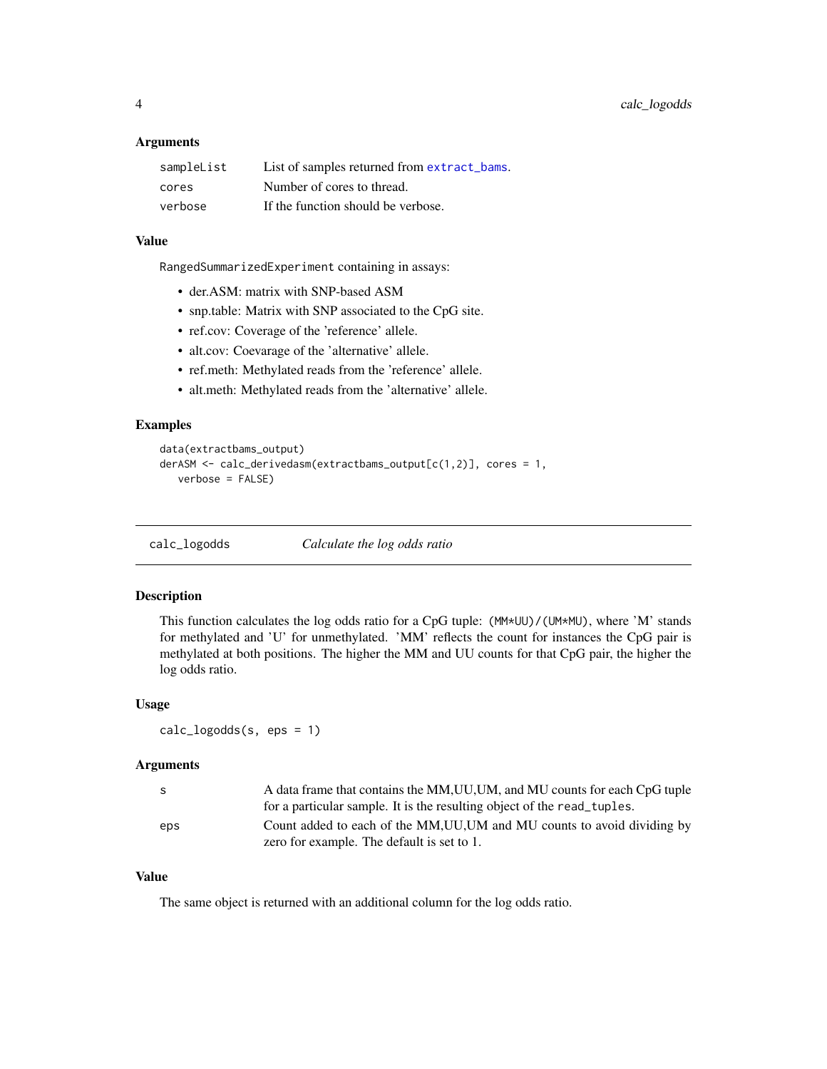### Arguments

| | |
|---|---|
| sampleList | List of samples returned from `extract_bams`. |
| cores | Number of cores to thread. |
| verbose | If the function should be verbose. |

### Value

`RangedSummarizedExperiment` containing in assays:

- der.ASM: matrix with SNP-based ASM
- snp.table: Matrix with SNP associated to the CpG site.
- ref.cov: Coverage of the 'reference' allele.
- alt.cov: Coevarage of the 'alternative' allele.
- ref.meth: Methylated reads from the 'reference' allele.
- alt.meth: Methylated reads from the 'alternative' allele.

### Examples

```
data(extractbams_output)
derASM <- calc_derivedasm(extractbams_output[c(1,2)], cores = 1,
   verbose = FALSE)
```

---

## calc_logodds — *Calculate the log odds ratio*

### Description

This function calculates the log odds ratio for a CpG tuple: `(MM*UU)/(UM*MU)`, where 'M' stands for methylated and 'U' for unmethylated. 'MM' reflects the count for instances the CpG pair is methylated at both positions. The higher the MM and UU counts for that CpG pair, the higher the log odds ratio.

### Usage

```
calc_logodds(s, eps = 1)
```

### Arguments

| | |
|---|---|
| s | A data frame that contains the MM,UU,UM, and MU counts for each CpG tuple for a particular sample. It is the resulting object of the `read_tuples`. |
| eps | Count added to each of the MM,UU,UM and MU counts to avoid dividing by zero for example. The default is set to 1. |

### Value

The same object is returned with an additional column for the log odds ratio.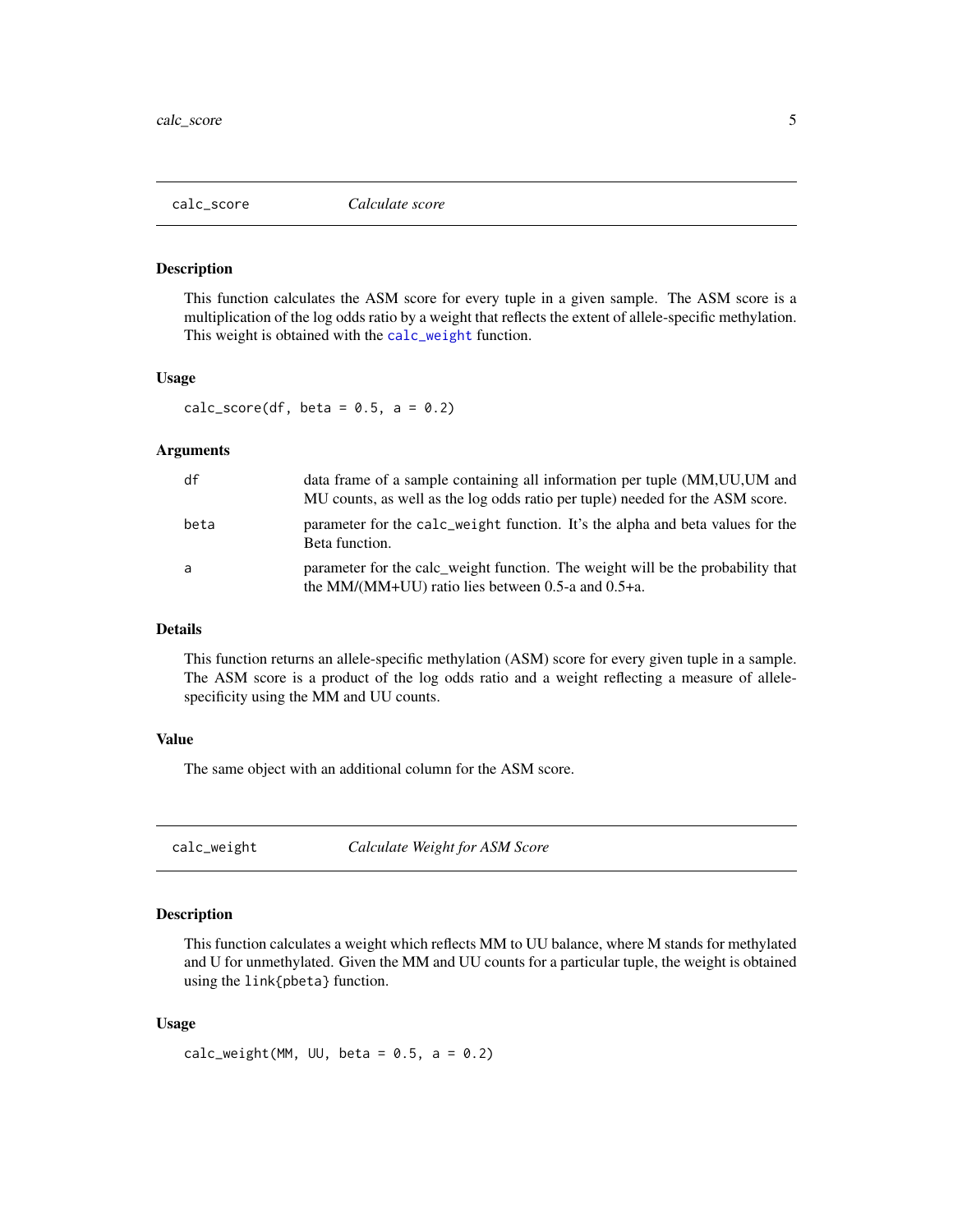## calc_score *Calculate score*

### Description

This function calculates the ASM score for every tuple in a given sample. The ASM score is a multiplication of the log odds ratio by a weight that reflects the extent of allele-specific methylation. This weight is obtained with the `calc_weight` function.

### Usage

```
calc_score(df, beta = 0.5, a = 0.2)
```

### Arguments

| | |
|---|---|
| df | data frame of a sample containing all information per tuple (MM,UU,UM and MU counts, as well as the log odds ratio per tuple) needed for the ASM score. |
| beta | parameter for the `calc_weight` function. It's the alpha and beta values for the Beta function. |
| a | parameter for the calc_weight function. The weight will be the probability that the MM/(MM+UU) ratio lies between 0.5-a and 0.5+a. |

### Details

This function returns an allele-specific methylation (ASM) score for every given tuple in a sample. The ASM score is a product of the log odds ratio and a weight reflecting a measure of allele-specificity using the MM and UU counts.

### Value

The same object with an additional column for the ASM score.

## calc_weight *Calculate Weight for ASM Score*

### Description

This function calculates a weight which reflects MM to UU balance, where M stands for methylated and U for unmethylated. Given the MM and UU counts for a particular tuple, the weight is obtained using the `link{pbeta}` function.

### Usage

```
calc_weight(MM, UU, beta = 0.5, a = 0.2)
```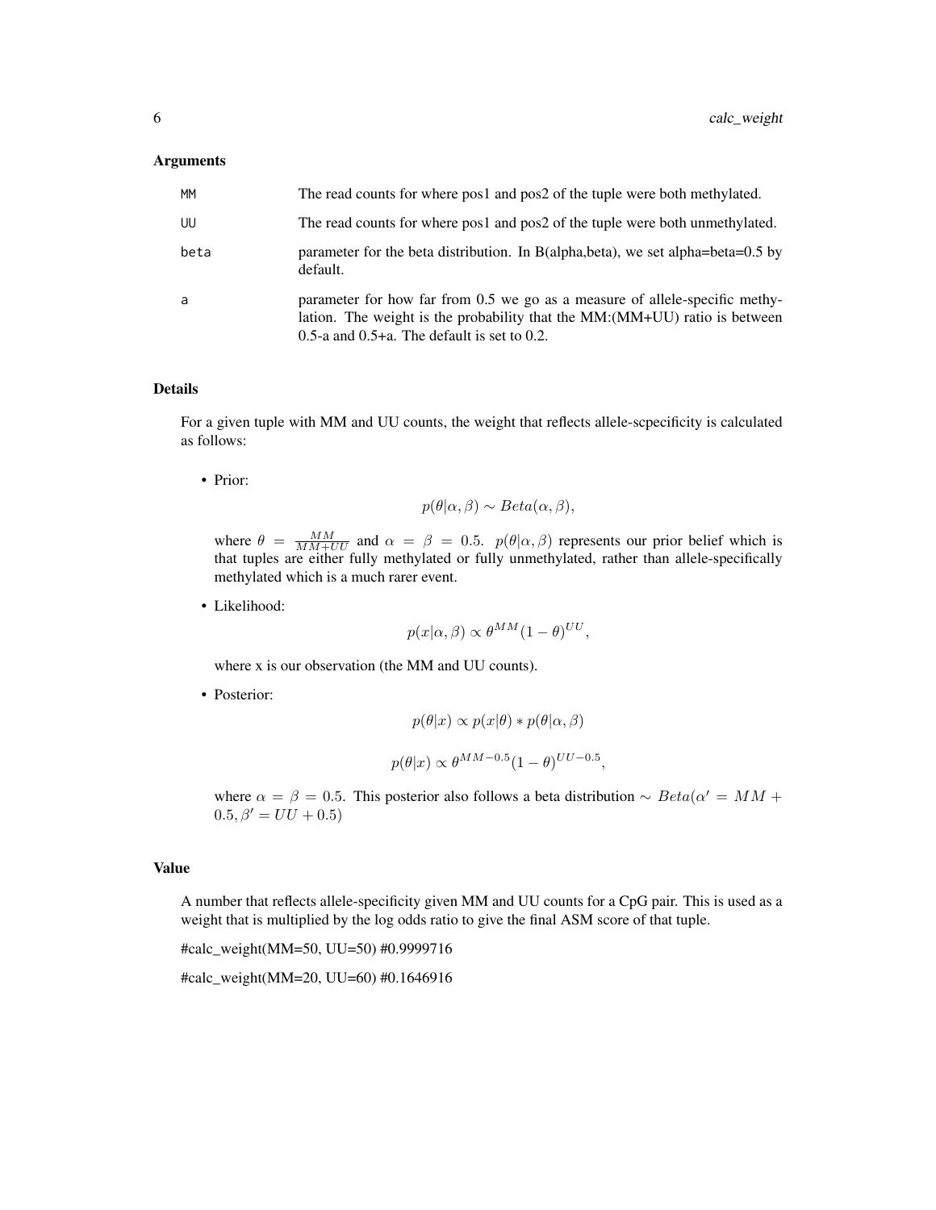### Arguments

| | |
|---|---|
| MM | The read counts for where pos1 and pos2 of the tuple were both methylated. |
| UU | The read counts for where pos1 and pos2 of the tuple were both unmethylated. |
| beta | parameter for the beta distribution. In B(alpha,beta), we set alpha=beta=0.5 by default. |
| a | parameter for how far from 0.5 we go as a measure of allele-specific methylation. The weight is the probability that the MM:(MM+UU) ratio is between 0.5-a and 0.5+a. The default is set to 0.2. |

### Details

For a given tuple with MM and UU counts, the weight that reflects allele-scpecificity is calculated as follows:

- Prior:

  $$p(\theta|\alpha, \beta) \sim Beta(\alpha, \beta),$$

  where $\theta = \frac{MM}{MM+UU}$ and $\alpha = \beta = 0.5$. $p(\theta|\alpha, \beta)$ represents our prior belief which is that tuples are either fully methylated or fully unmethylated, rather than allele-specifically methylated which is a much rarer event.

- Likelihood:

  $$p(x|\alpha, \beta) \propto \theta^{MM}(1-\theta)^{UU},$$

  where x is our observation (the MM and UU counts).

- Posterior:

  $$p(\theta|x) \propto p(x|\theta) * p(\theta|\alpha, \beta)$$

  $$p(\theta|x) \propto \theta^{MM-0.5}(1-\theta)^{UU-0.5},$$

  where $\alpha = \beta = 0.5$. This posterior also follows a beta distribution $\sim Beta(\alpha' = MM + 0.5, \beta' = UU + 0.5)$

### Value

A number that reflects allele-specificity given MM and UU counts for a CpG pair. This is used as a weight that is multiplied by the log odds ratio to give the final ASM score of that tuple.

#calc_weight(MM=50, UU=50) #0.9999716

#calc_weight(MM=20, UU=60) #0.1646916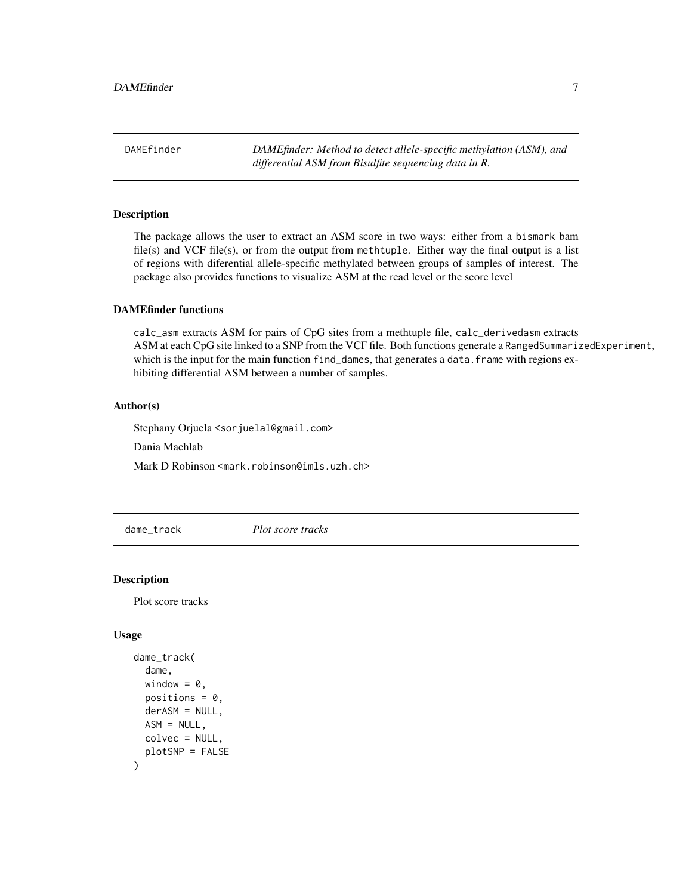## DAMEfinder

*DAMEfinder: Method to detect allele-specific methylation (ASM), and differential ASM from Bisulfite sequencing data in R.*

### Description

The package allows the user to extract an ASM score in two ways: either from a `bismark` bam file(s) and VCF file(s), or from the output from `methtuple`. Either way the final output is a list of regions with diferential allele-specific methylated between groups of samples of interest. The package also provides functions to visualize ASM at the read level or the score level

### DAMEfinder functions

`calc_asm` extracts ASM for pairs of CpG sites from a methtuple file, `calc_derivedasm` extracts ASM at each CpG site linked to a SNP from the VCF file. Both functions generate a `RangedSummarizedExperiment`, which is the input for the main function `find_dames`, that generates a `data.frame` with regions exhibiting differential ASM between a number of samples.

### Author(s)

Stephany Orjuela <sorjuelal@gmail.com>

Dania Machlab

Mark D Robinson <mark.robinson@imls.uzh.ch>

## dame_track

*Plot score tracks*

### Description

Plot score tracks

### Usage

```
dame_track(
  dame,
  window = 0,
  positions = 0,
  derASM = NULL,
  ASM = NULL,
  colvec = NULL,
  plotSNP = FALSE
)
```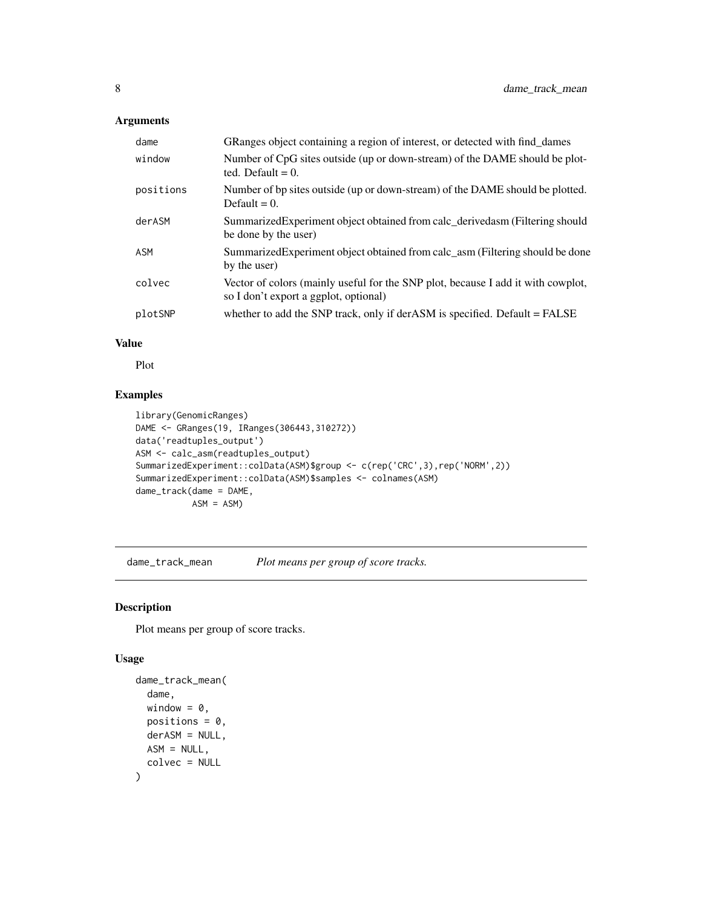## Arguments

| | |
|---|---|
| dame | GRanges object containing a region of interest, or detected with find_dames |
| window | Number of CpG sites outside (up or down-stream) of the DAME should be plotted. Default = 0. |
| positions | Number of bp sites outside (up or down-stream) of the DAME should be plotted. Default = 0. |
| derASM | SummarizedExperiment object obtained from calc_derivedasm (Filtering should be done by the user) |
| ASM | SummarizedExperiment object obtained from calc_asm (Filtering should be done by the user) |
| colvec | Vector of colors (mainly useful for the SNP plot, because I add it with cowplot, so I don't export a ggplot, optional) |
| plotSNP | whether to add the SNP track, only if derASM is specified. Default = FALSE |

## Value

Plot

## Examples

```
library(GenomicRanges)
DAME <- GRanges(19, IRanges(306443,310272))
data('readtuples_output')
ASM <- calc_asm(readtuples_output)
SummarizedExperiment::colData(ASM)$group <- c(rep('CRC',3),rep('NORM',2))
SummarizedExperiment::colData(ASM)$samples <- colnames(ASM)
dame_track(dame = DAME,
          ASM = ASM)
```

---

# dame_track_mean — *Plot means per group of score tracks.*

## Description

Plot means per group of score tracks.

## Usage

```
dame_track_mean(
  dame,
  window = 0,
  positions = 0,
  derASM = NULL,
  ASM = NULL,
  colvec = NULL
)
```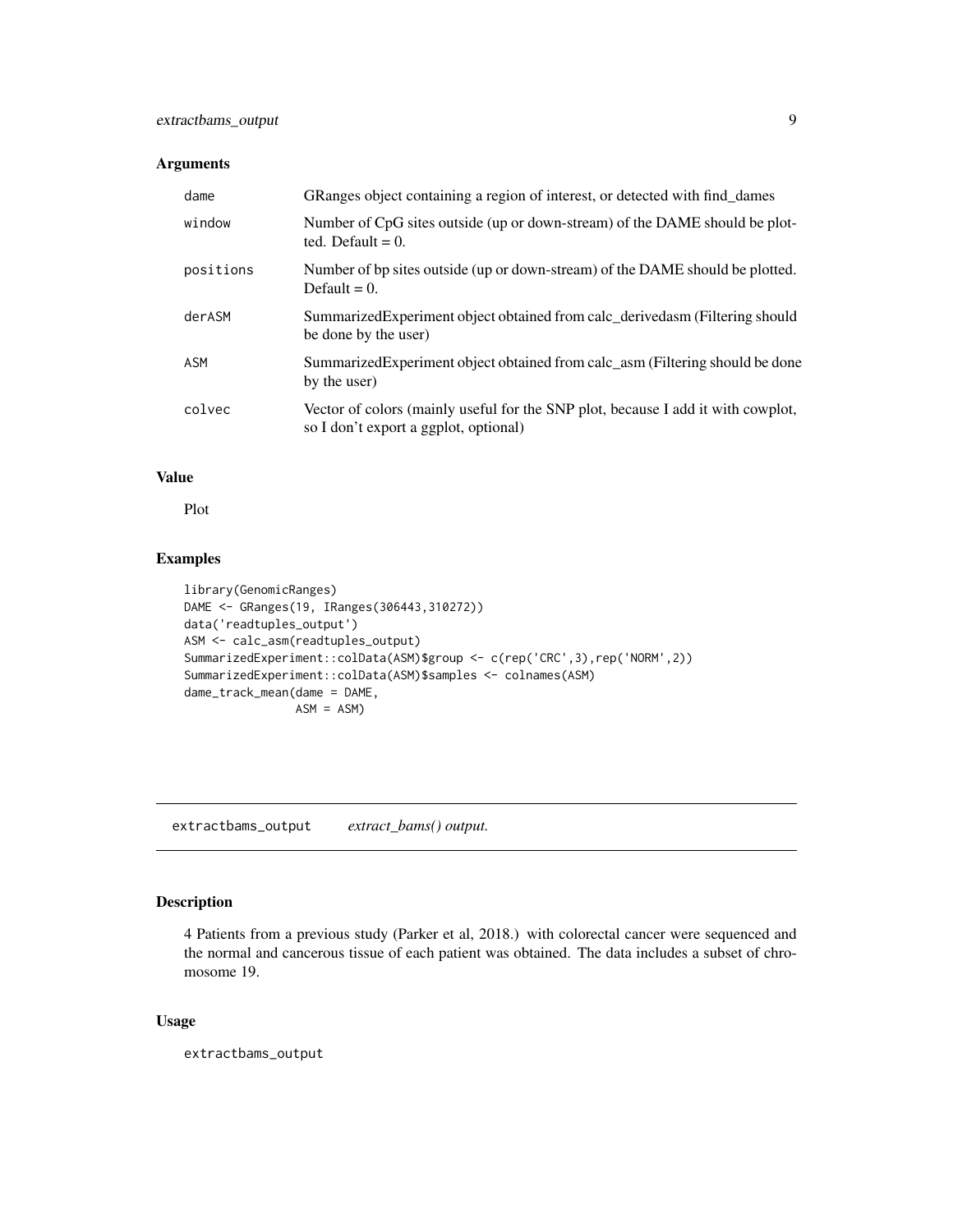### Arguments

| | |
|---|---|
| dame | GRanges object containing a region of interest, or detected with find_dames |
| window | Number of CpG sites outside (up or down-stream) of the DAME should be plotted. Default = 0. |
| positions | Number of bp sites outside (up or down-stream) of the DAME should be plotted. Default = 0. |
| derASM | SummarizedExperiment object obtained from calc_derivedasm (Filtering should be done by the user) |
| ASM | SummarizedExperiment object obtained from calc_asm (Filtering should be done by the user) |
| colvec | Vector of colors (mainly useful for the SNP plot, because I add it with cowplot, so I don't export a ggplot, optional) |

### Value

Plot

### Examples

```
library(GenomicRanges)
DAME <- GRanges(19, IRanges(306443,310272))
data('readtuples_output')
ASM <- calc_asm(readtuples_output)
SummarizedExperiment::colData(ASM)$group <- c(rep('CRC',3),rep('NORM',2))
SummarizedExperiment::colData(ASM)$samples <- colnames(ASM)
dame_track_mean(dame = DAME,
                ASM = ASM)
```

---

## extractbams_output    *extract_bams() output.*

---

### Description

4 Patients from a previous study (Parker et al, 2018.) with colorectal cancer were sequenced and the normal and cancerous tissue of each patient was obtained. The data includes a subset of chromosome 19.

### Usage

```
extractbams_output
```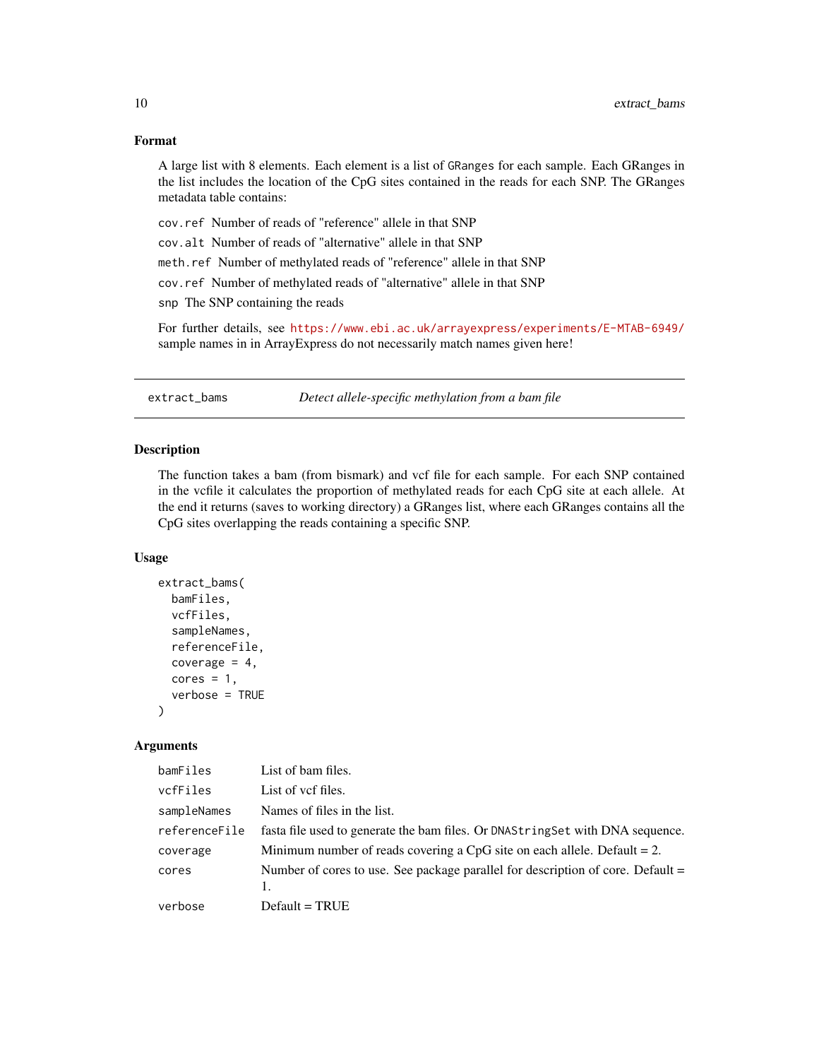### Format

A large list with 8 elements. Each element is a list of GRanges for each sample. Each GRanges in the list includes the location of the CpG sites contained in the reads for each SNP. The GRanges metadata table contains:

`cov.ref` Number of reads of "reference" allele in that SNP

`cov.alt` Number of reads of "alternative" allele in that SNP

`meth.ref` Number of methylated reads of "reference" allele in that SNP

`cov.ref` Number of methylated reads of "alternative" allele in that SNP

`snp` The SNP containing the reads

For further details, see https://www.ebi.ac.uk/arrayexpress/experiments/E-MTAB-6949/ sample names in in ArrayExpress do not necessarily match names given here!

---

## extract_bams — *Detect allele-specific methylation from a bam file*

---

### Description

The function takes a bam (from bismark) and vcf file for each sample. For each SNP contained in the vcfile it calculates the proportion of methylated reads for each CpG site at each allele. At the end it returns (saves to working directory) a GRanges list, where each GRanges contains all the CpG sites overlapping the reads containing a specific SNP.

### Usage

```
extract_bams(
  bamFiles,
  vcfFiles,
  sampleNames,
  referenceFile,
  coverage = 4,
  cores = 1,
  verbose = TRUE
)
```

### Arguments

| | |
|---|---|
| `bamFiles` | List of bam files. |
| `vcfFiles` | List of vcf files. |
| `sampleNames` | Names of files in the list. |
| `referenceFile` | fasta file used to generate the bam files. Or `DNAStringSet` with DNA sequence. |
| `coverage` | Minimum number of reads covering a CpG site on each allele. Default = 2. |
| `cores` | Number of cores to use. See package parallel for description of core. Default = 1. |
| `verbose` | Default = TRUE |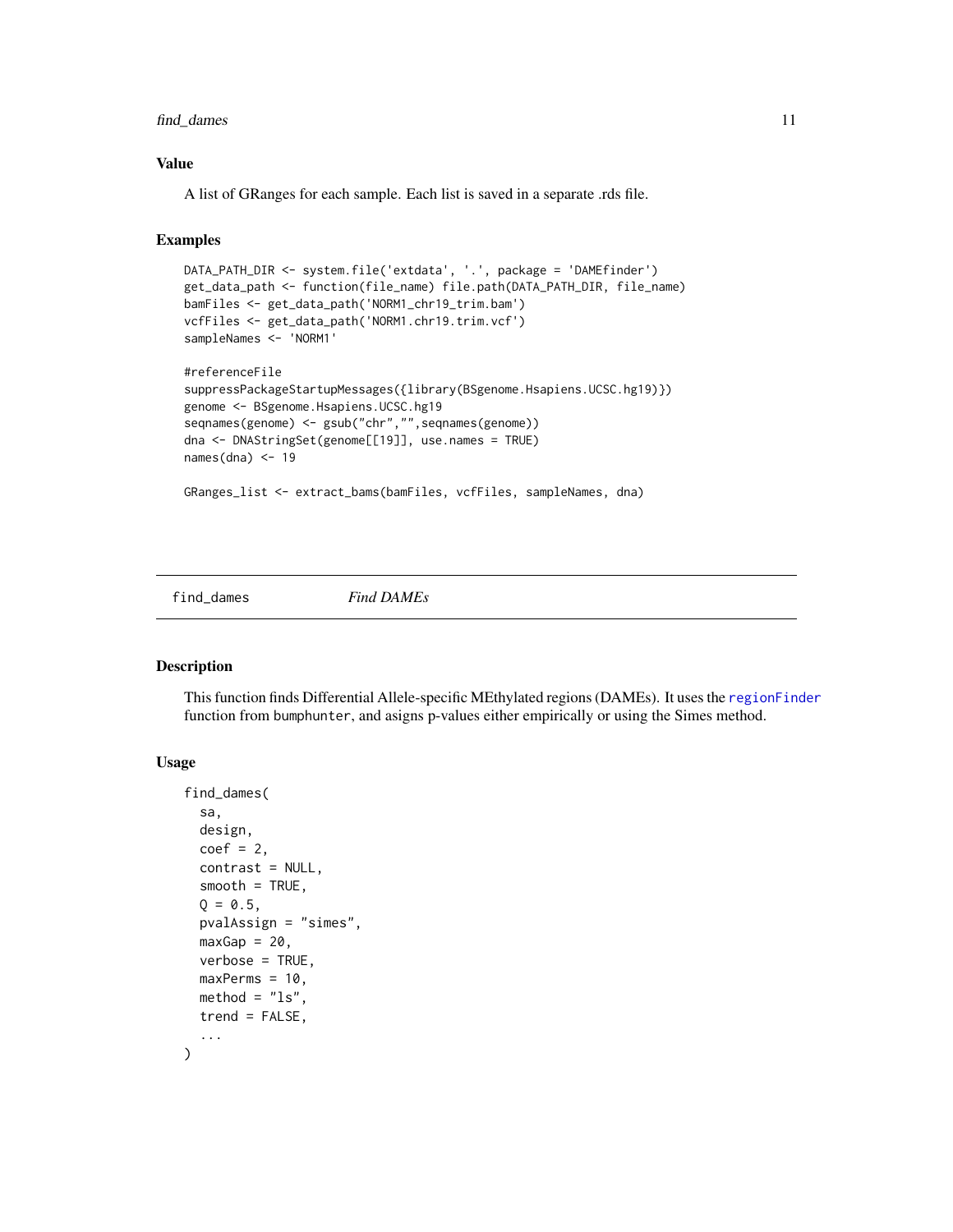## Value

A list of GRanges for each sample. Each list is saved in a separate .rds file.

## Examples

```
DATA_PATH_DIR <- system.file('extdata', '.', package = 'DAMEfinder')
get_data_path <- function(file_name) file.path(DATA_PATH_DIR, file_name)
bamFiles <- get_data_path('NORM1_chr19_trim.bam')
vcfFiles <- get_data_path('NORM1.chr19.trim.vcf')
sampleNames <- 'NORM1'

#referenceFile
suppressPackageStartupMessages({library(BSgenome.Hsapiens.UCSC.hg19)})
genome <- BSgenome.Hsapiens.UCSC.hg19
seqnames(genome) <- gsub("chr","",seqnames(genome))
dna <- DNAStringSet(genome[[19]], use.names = TRUE)
names(dna) <- 19

GRanges_list <- extract_bams(bamFiles, vcfFiles, sampleNames, dna)
```

---

# find_dames — *Find DAMEs*

## Description

This function finds Differential Allele-specific MEthylated regions (DAMEs). It uses the regionFinder function from bumphunter, and asigns p-values either empirically or using the Simes method.

## Usage

```
find_dames(
  sa,
  design,
  coef = 2,
  contrast = NULL,
  smooth = TRUE,
  Q = 0.5,
  pvalAssign = "simes",
  maxGap = 20,
  verbose = TRUE,
  maxPerms = 10,
  method = "ls",
  trend = FALSE,
  ...
)
```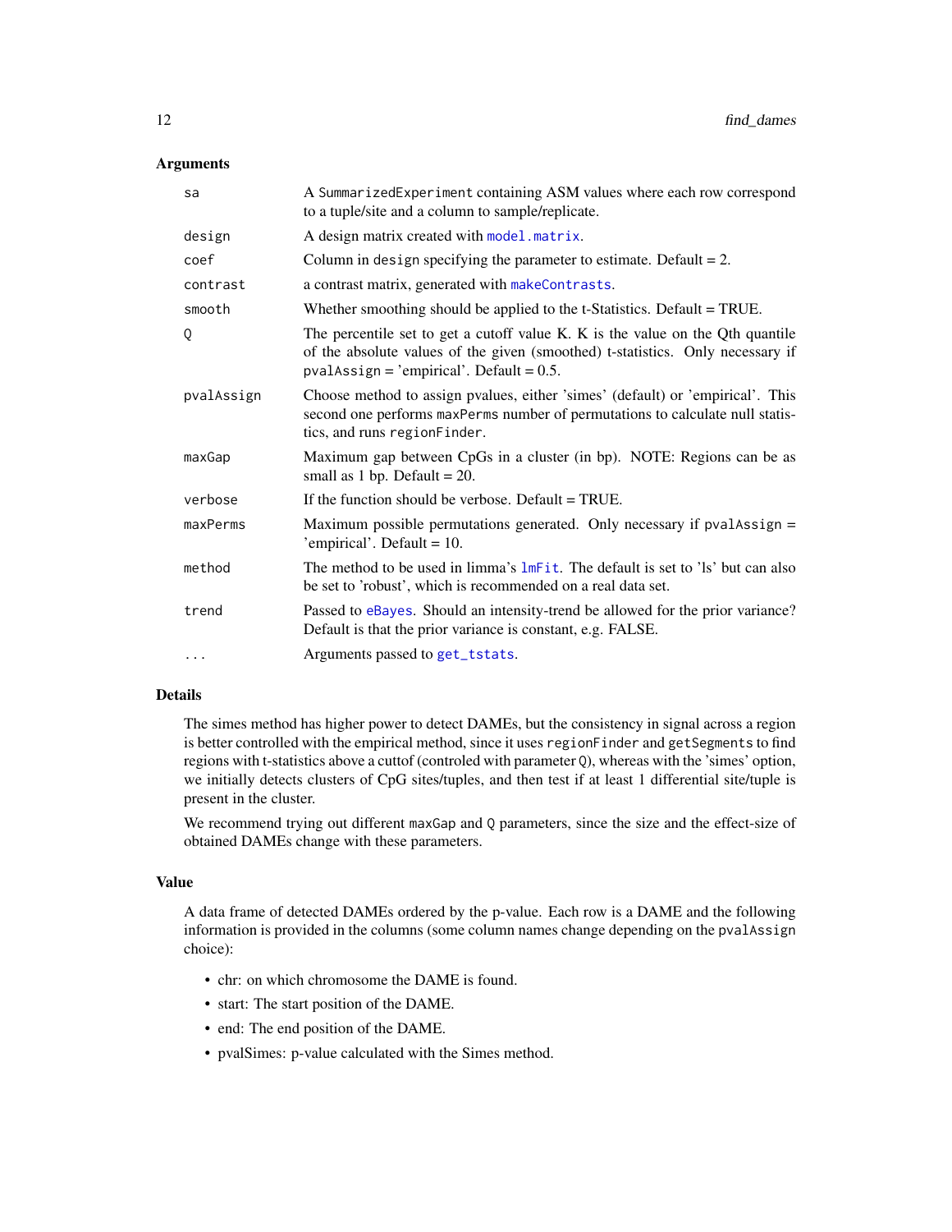### Arguments

| | |
|---|---|
| `sa` | A `SummarizedExperiment` containing ASM values where each row correspond to a tuple/site and a column to sample/replicate. |
| `design` | A design matrix created with `model.matrix`. |
| `coef` | Column in `design` specifying the parameter to estimate. Default = 2. |
| `contrast` | a contrast matrix, generated with `makeContrasts`. |
| `smooth` | Whether smoothing should be applied to the t-Statistics. Default = TRUE. |
| `Q` | The percentile set to get a cutoff value K. K is the value on the Qth quantile of the absolute values of the given (smoothed) t-statistics. Only necessary if `pvalAssign` = 'empirical'. Default = 0.5. |
| `pvalAssign` | Choose method to assign pvalues, either 'simes' (default) or 'empirical'. This second one performs `maxPerms` number of permutations to calculate null statistics, and runs `regionFinder`. |
| `maxGap` | Maximum gap between CpGs in a cluster (in bp). NOTE: Regions can be as small as 1 bp. Default = 20. |
| `verbose` | If the function should be verbose. Default = TRUE. |
| `maxPerms` | Maximum possible permutations generated. Only necessary if `pvalAssign` = 'empirical'. Default = 10. |
| `method` | The method to be used in limma's `lmFit`. The default is set to 'ls' but can also be set to 'robust', which is recommended on a real data set. |
| `trend` | Passed to `eBayes`. Should an intensity-trend be allowed for the prior variance? Default is that the prior variance is constant, e.g. FALSE. |
| `...` | Arguments passed to `get_tstats`. |

### Details

The simes method has higher power to detect DAMEs, but the consistency in signal across a region is better controlled with the empirical method, since it uses `regionFinder` and `getSegments` to find regions with t-statistics above a cuttof (controled with parameter `Q`), whereas with the 'simes' option, we initially detects clusters of CpG sites/tuples, and then test if at least 1 differential site/tuple is present in the cluster.

We recommend trying out different `maxGap` and `Q` parameters, since the size and the effect-size of obtained DAMEs change with these parameters.

### Value

A data frame of detected DAMEs ordered by the p-value. Each row is a DAME and the following information is provided in the columns (some column names change depending on the `pvalAssign` choice):

- chr: on which chromosome the DAME is found.
- start: The start position of the DAME.
- end: The end position of the DAME.
- pvalSimes: p-value calculated with the Simes method.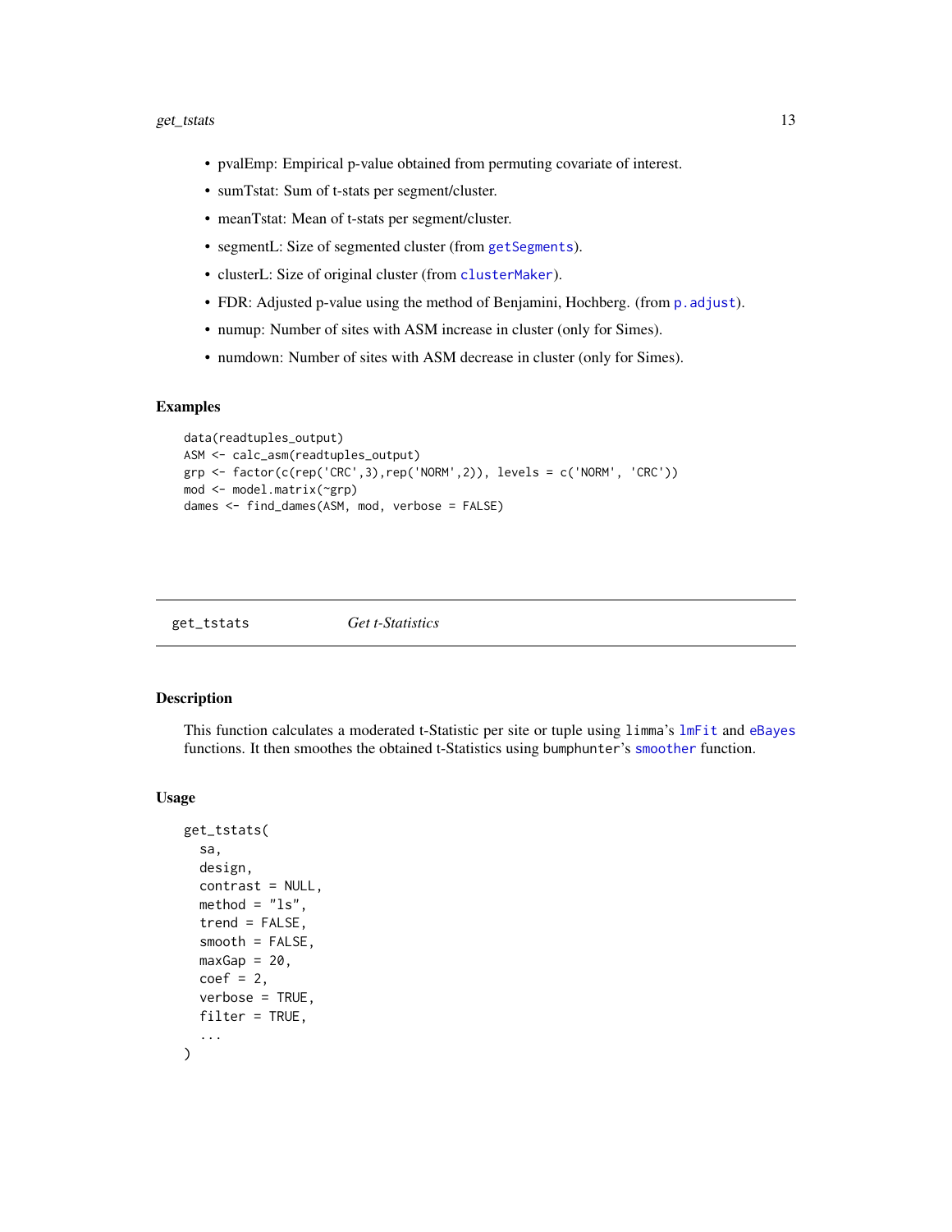- pvalEmp: Empirical p-value obtained from permuting covariate of interest.
- sumTstat: Sum of t-stats per segment/cluster.
- meanTstat: Mean of t-stats per segment/cluster.
- segmentL: Size of segmented cluster (from getSegments).
- clusterL: Size of original cluster (from clusterMaker).
- FDR: Adjusted p-value using the method of Benjamini, Hochberg. (from p.adjust).
- numup: Number of sites with ASM increase in cluster (only for Simes).
- numdown: Number of sites with ASM decrease in cluster (only for Simes).

### Examples

```
data(readtuples_output)
ASM <- calc_asm(readtuples_output)
grp <- factor(c(rep('CRC',3),rep('NORM',2)), levels = c('NORM', 'CRC'))
mod <- model.matrix(~grp)
dames <- find_dames(ASM, mod, verbose = FALSE)
```

---

## get_tstats *Get t-Statistics*

### Description

This function calculates a moderated t-Statistic per site or tuple using limma's lmFit and eBayes functions. It then smoothes the obtained t-Statistics using bumphunter's smoother function.

### Usage

```
get_tstats(
  sa,
  design,
  contrast = NULL,
  method = "ls",
  trend = FALSE,
  smooth = FALSE,
  maxGap = 20,
  coef = 2,
  verbose = TRUE,
  filter = TRUE,
  ...
)
```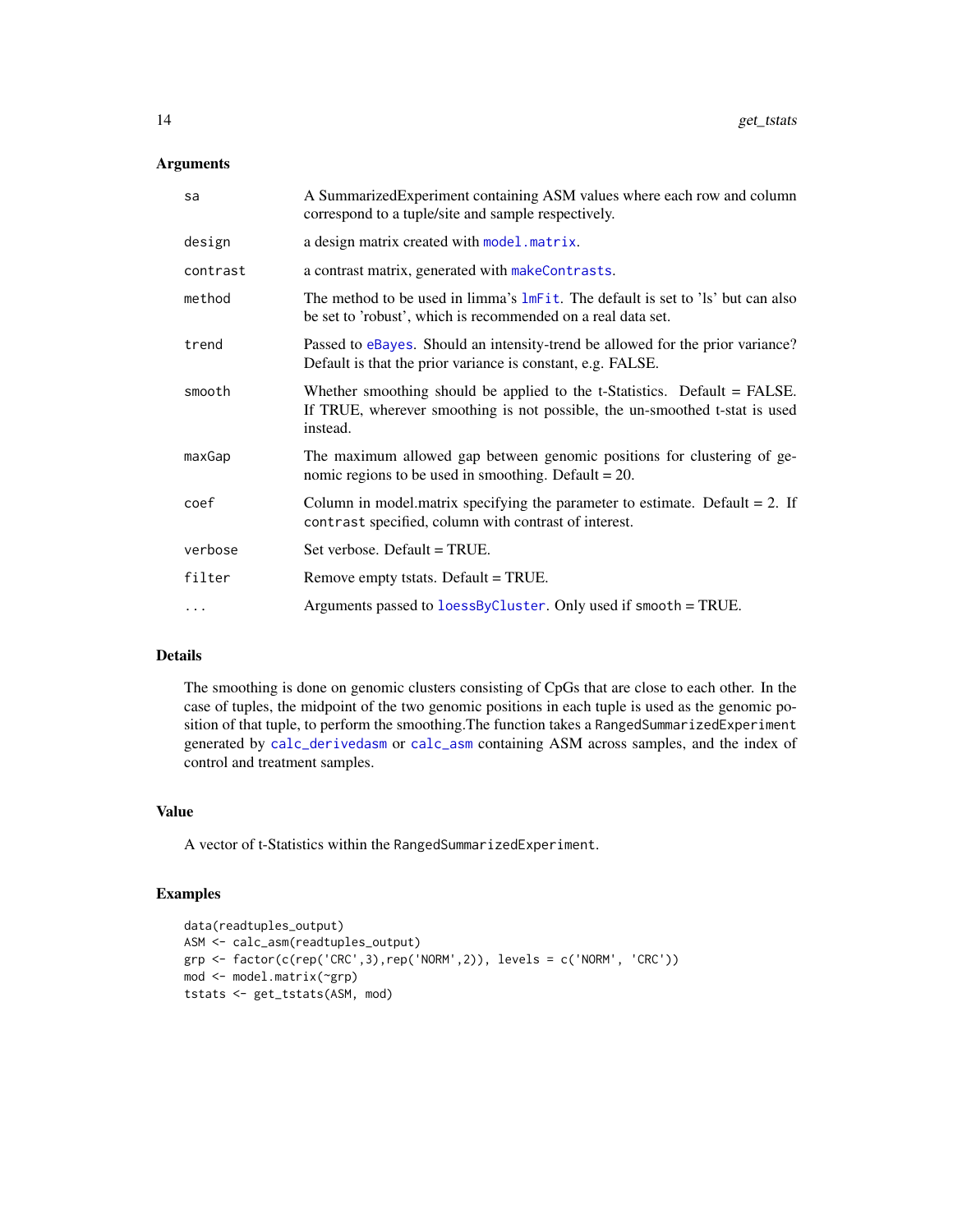### Arguments

| | |
|---|---|
| `sa` | A SummarizedExperiment containing ASM values where each row and column correspond to a tuple/site and sample respectively. |
| `design` | a design matrix created with `model.matrix`. |
| `contrast` | a contrast matrix, generated with `makeContrasts`. |
| `method` | The method to be used in limma's `lmFit`. The default is set to 'ls' but can also be set to 'robust', which is recommended on a real data set. |
| `trend` | Passed to `eBayes`. Should an intensity-trend be allowed for the prior variance? Default is that the prior variance is constant, e.g. FALSE. |
| `smooth` | Whether smoothing should be applied to the t-Statistics. Default = FALSE. If TRUE, wherever smoothing is not possible, the un-smoothed t-stat is used instead. |
| `maxGap` | The maximum allowed gap between genomic positions for clustering of genomic regions to be used in smoothing. Default = 20. |
| `coef` | Column in model.matrix specifying the parameter to estimate. Default = 2. If `contrast` specified, column with contrast of interest. |
| `verbose` | Set verbose. Default = TRUE. |
| `filter` | Remove empty tstats. Default = TRUE. |
| `...` | Arguments passed to `loessByCluster`. Only used if smooth = TRUE. |

### Details

The smoothing is done on genomic clusters consisting of CpGs that are close to each other. In the case of tuples, the midpoint of the two genomic positions in each tuple is used as the genomic position of that tuple, to perform the smoothing.The function takes a `RangedSummarizedExperiment` generated by `calc_derivedasm` or `calc_asm` containing ASM across samples, and the index of control and treatment samples.

### Value

A vector of t-Statistics within the `RangedSummarizedExperiment`.

### Examples

```
data(readtuples_output)
ASM <- calc_asm(readtuples_output)
grp <- factor(c(rep('CRC',3),rep('NORM',2)), levels = c('NORM', 'CRC'))
mod <- model.matrix(~grp)
tstats <- get_tstats(ASM, mod)
```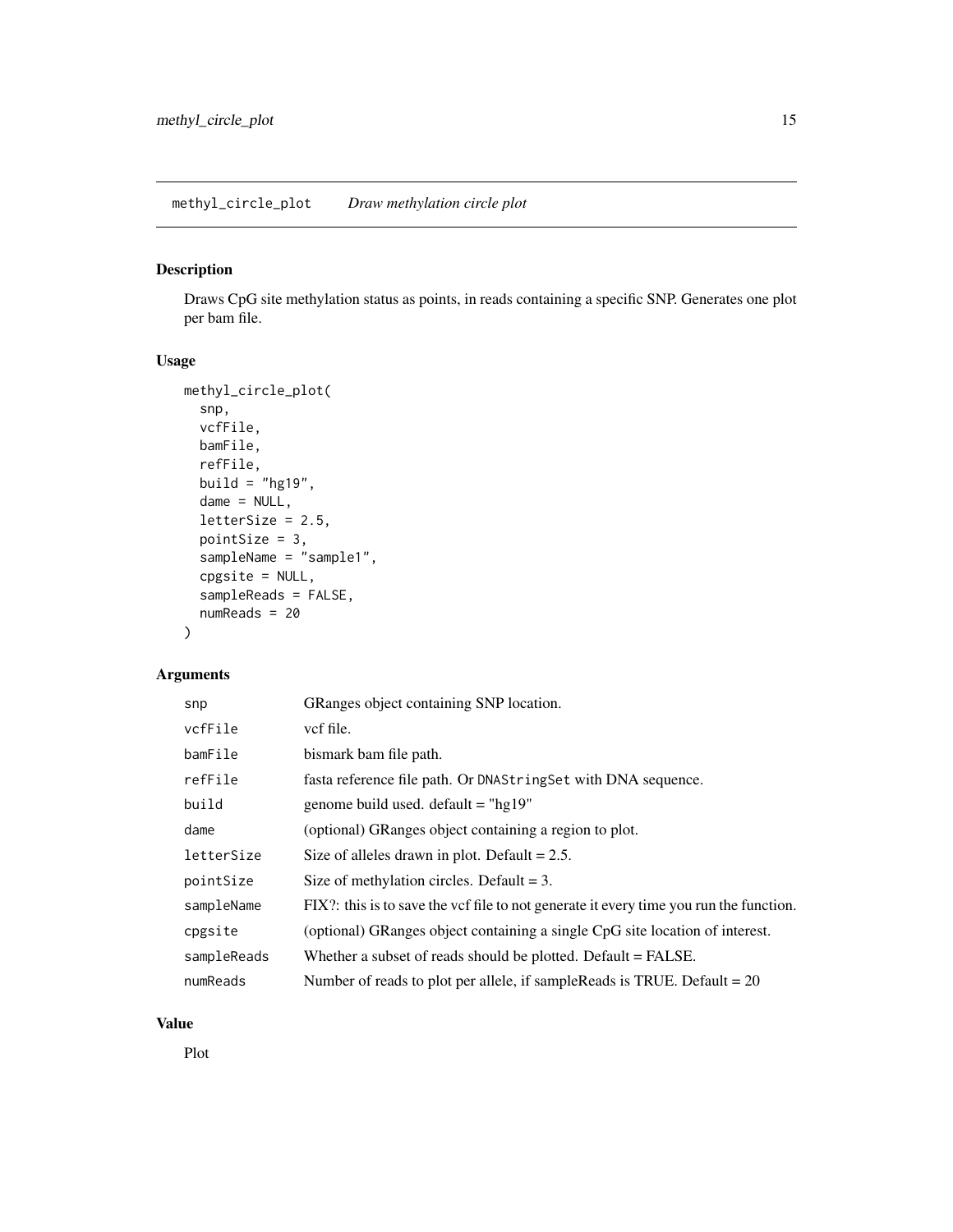## methyl_circle_plot    *Draw methylation circle plot*

### Description

Draws CpG site methylation status as points, in reads containing a specific SNP. Generates one plot per bam file.

### Usage

```
methyl_circle_plot(
  snp,
  vcfFile,
  bamFile,
  refFile,
  build = "hg19",
  dame = NULL,
  letterSize = 2.5,
  pointSize = 3,
  sampleName = "sample1",
  cpgsite = NULL,
  sampleReads = FALSE,
  numReads = 20
)
```

### Arguments

| | |
|---|---|
| `snp` | GRanges object containing SNP location. |
| `vcfFile` | vcf file. |
| `bamFile` | bismark bam file path. |
| `refFile` | fasta reference file path. Or `DNAStringSet` with DNA sequence. |
| `build` | genome build used. default = "hg19" |
| `dame` | (optional) GRanges object containing a region to plot. |
| `letterSize` | Size of alleles drawn in plot. Default = 2.5. |
| `pointSize` | Size of methylation circles. Default = 3. |
| `sampleName` | FIX?: this is to save the vcf file to not generate it every time you run the function. |
| `cpgsite` | (optional) GRanges object containing a single CpG site location of interest. |
| `sampleReads` | Whether a subset of reads should be plotted. Default = FALSE. |
| `numReads` | Number of reads to plot per allele, if sampleReads is TRUE. Default = 20 |

### Value

Plot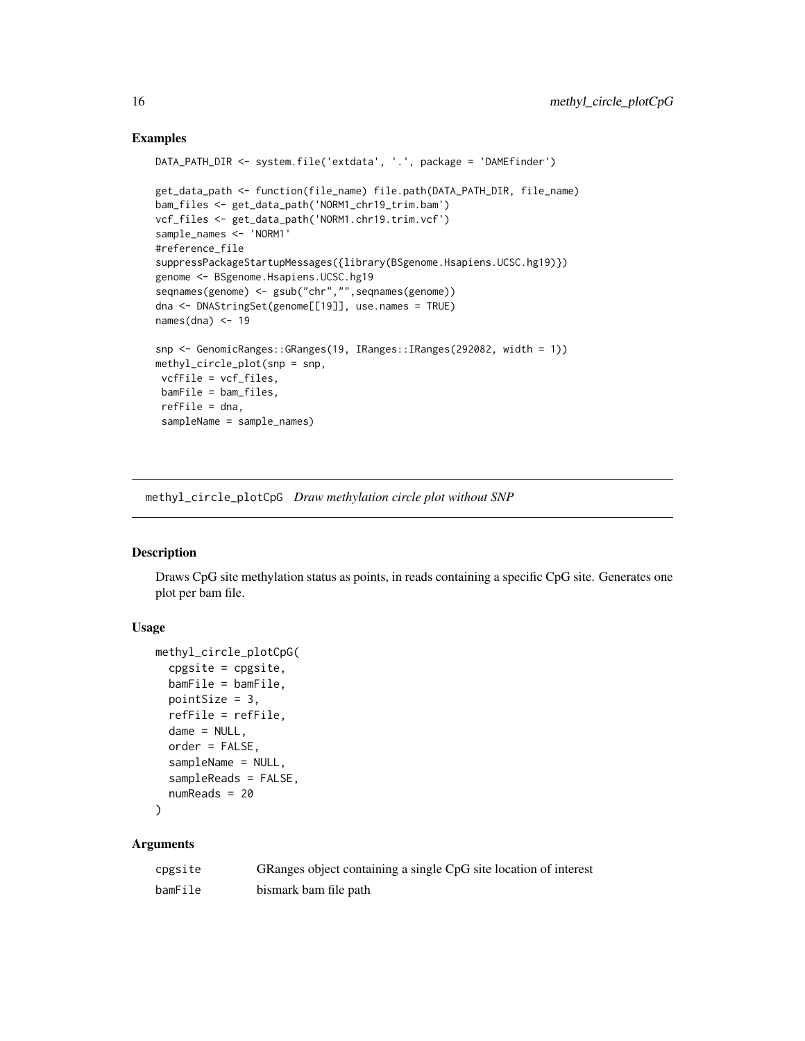## Examples

```
DATA_PATH_DIR <- system.file('extdata', '.', package = 'DAMEfinder')

get_data_path <- function(file_name) file.path(DATA_PATH_DIR, file_name)
bam_files <- get_data_path('NORM1_chr19_trim.bam')
vcf_files <- get_data_path('NORM1.chr19.trim.vcf')
sample_names <- 'NORM1'
#reference_file
suppressPackageStartupMessages({library(BSgenome.Hsapiens.UCSC.hg19)})
genome <- BSgenome.Hsapiens.UCSC.hg19
seqnames(genome) <- gsub("chr","",seqnames(genome))
dna <- DNAStringSet(genome[[19]], use.names = TRUE)
names(dna) <- 19

snp <- GenomicRanges::GRanges(19, IRanges::IRanges(292082, width = 1))
methyl_circle_plot(snp = snp,
 vcfFile = vcf_files,
 bamFile = bam_files,
 refFile = dna,
 sampleName = sample_names)
```

---

# methyl_circle_plotCpG *Draw methylation circle plot without SNP*

## Description

Draws CpG site methylation status as points, in reads containing a specific CpG site. Generates one plot per bam file.

## Usage

```
methyl_circle_plotCpG(
  cpgsite = cpgsite,
  bamFile = bamFile,
  pointSize = 3,
  refFile = refFile,
  dame = NULL,
  order = FALSE,
  sampleName = NULL,
  sampleReads = FALSE,
  numReads = 20
)
```

## Arguments

| | |
|---|---|
| cpgsite | GRanges object containing a single CpG site location of interest |
| bamFile | bismark bam file path |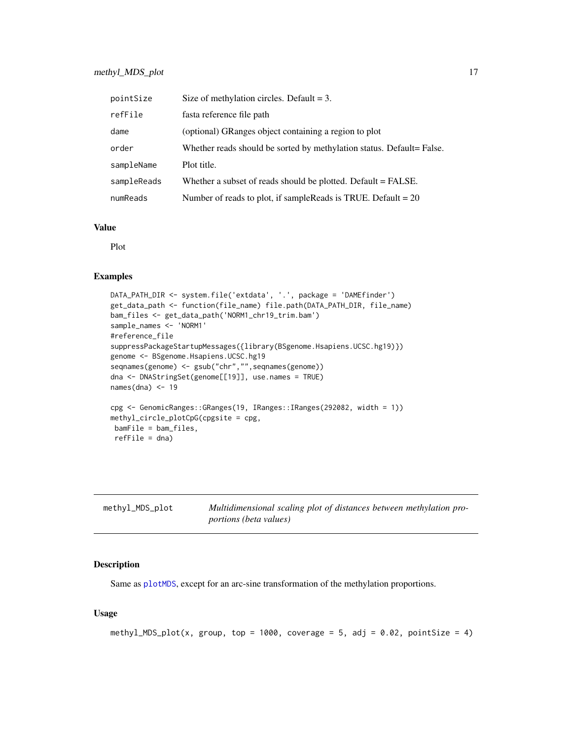| | |
|---|---|
| pointSize | Size of methylation circles. Default = 3. |
| refFile | fasta reference file path |
| dame | (optional) GRanges object containing a region to plot |
| order | Whether reads should be sorted by methylation status. Default= False. |
| sampleName | Plot title. |
| sampleReads | Whether a subset of reads should be plotted. Default = FALSE. |
| numReads | Number of reads to plot, if sampleReads is TRUE. Default = 20 |

### Value

Plot

### Examples

```
DATA_PATH_DIR <- system.file('extdata', '.', package = 'DAMEfinder')
get_data_path <- function(file_name) file.path(DATA_PATH_DIR, file_name)
bam_files <- get_data_path('NORM1_chr19_trim.bam')
sample_names <- 'NORM1'
#reference_file
suppressPackageStartupMessages({library(BSgenome.Hsapiens.UCSC.hg19)})
genome <- BSgenome.Hsapiens.UCSC.hg19
seqnames(genome) <- gsub("chr","",seqnames(genome))
dna <- DNAStringSet(genome[[19]], use.names = TRUE)
names(dna) <- 19

cpg <- GenomicRanges::GRanges(19, IRanges::IRanges(292082, width = 1))
methyl_circle_plotCpG(cpgsite = cpg,
 bamFile = bam_files,
 refFile = dna)
```

---

## methyl_MDS_plot — *Multidimensional scaling plot of distances between methylation proportions (beta values)*

### Description

Same as plotMDS, except for an arc-sine transformation of the methylation proportions.

### Usage

```
methyl_MDS_plot(x, group, top = 1000, coverage = 5, adj = 0.02, pointSize = 4)
```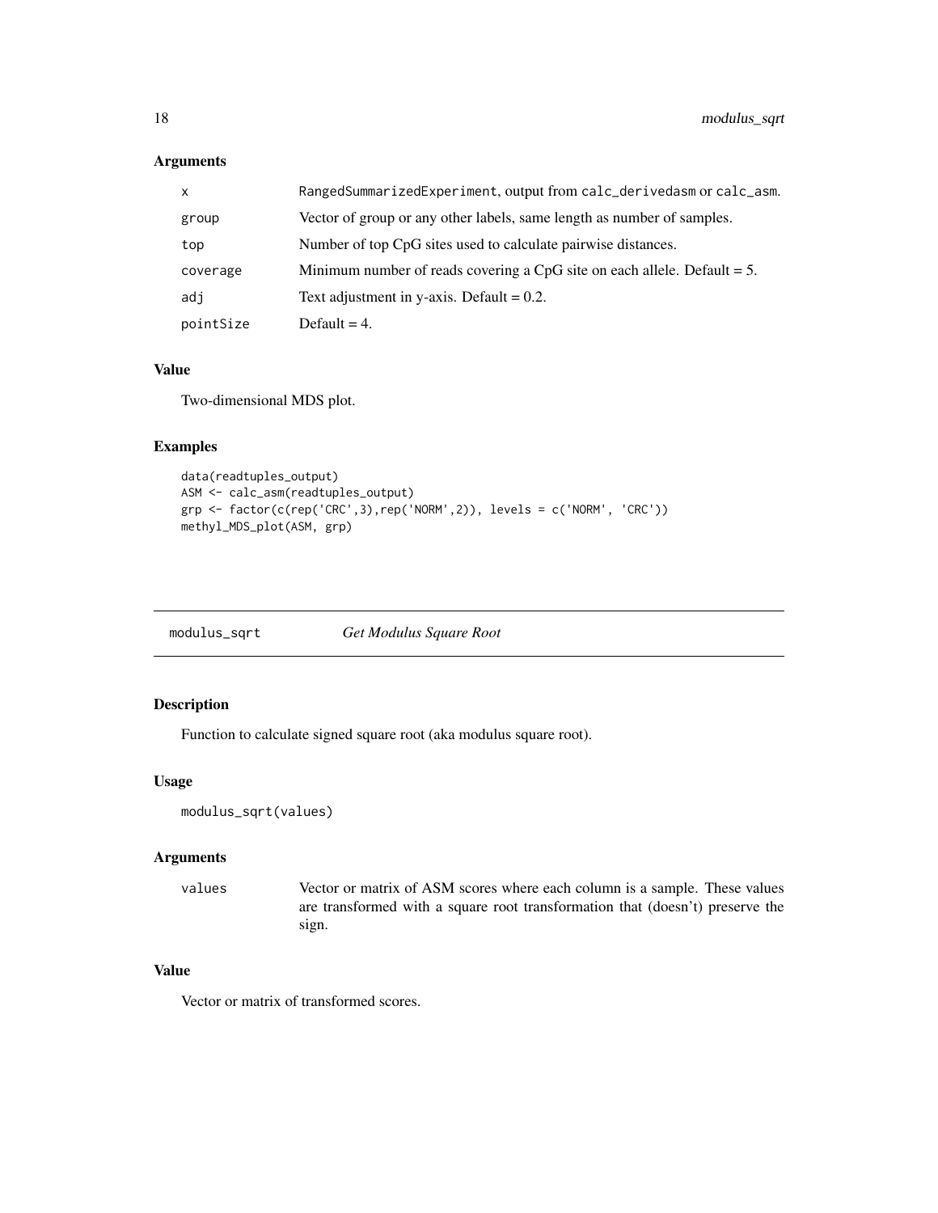### Arguments

| | |
|---|---|
| x | RangedSummarizedExperiment, output from calc_derivedasm or calc_asm. |
| group | Vector of group or any other labels, same length as number of samples. |
| top | Number of top CpG sites used to calculate pairwise distances. |
| coverage | Minimum number of reads covering a CpG site on each allele. Default = 5. |
| adj | Text adjustment in y-axis. Default = 0.2. |
| pointSize | Default = 4. |

### Value

Two-dimensional MDS plot.

### Examples

```
data(readtuples_output)
ASM <- calc_asm(readtuples_output)
grp <- factor(c(rep('CRC',3),rep('NORM',2)), levels = c('NORM', 'CRC'))
methyl_MDS_plot(ASM, grp)
```

---

## modulus_sqrt *Get Modulus Square Root*

---

### Description

Function to calculate signed square root (aka modulus square root).

### Usage

```
modulus_sqrt(values)
```

### Arguments

| | |
|---|---|
| values | Vector or matrix of ASM scores where each column is a sample. These values are transformed with a square root transformation that (doesn't) preserve the sign. |

### Value

Vector or matrix of transformed scores.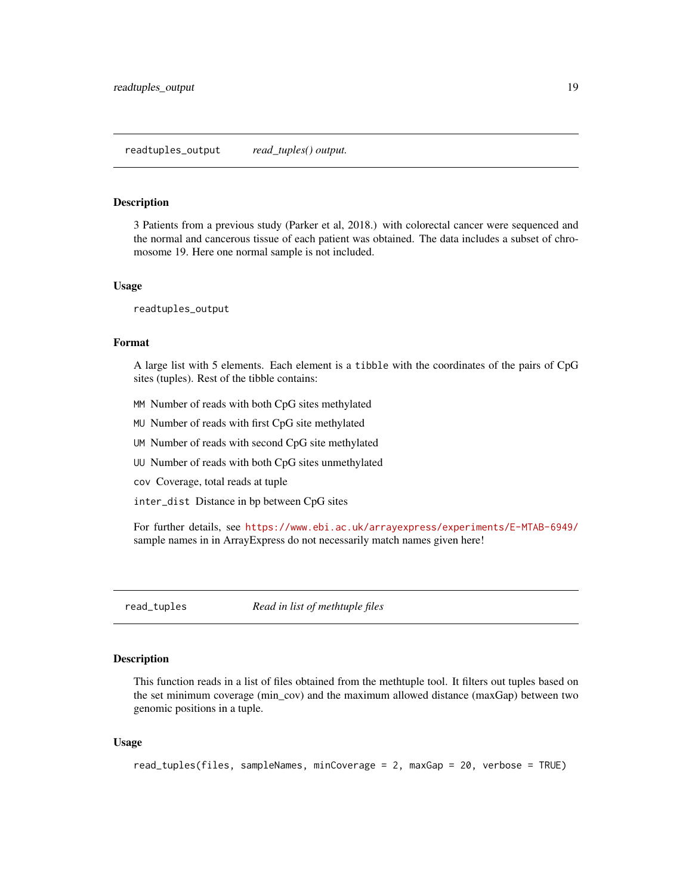## readtuples_output &nbsp;&nbsp;&nbsp; *read_tuples() output.*

### Description

3 Patients from a previous study (Parker et al, 2018.) with colorectal cancer were sequenced and the normal and cancerous tissue of each patient was obtained. The data includes a subset of chromosome 19. Here one normal sample is not included.

### Usage

```
readtuples_output
```

### Format

A large list with 5 elements. Each element is a `tibble` with the coordinates of the pairs of CpG sites (tuples). Rest of the tibble contains:

- `MM` Number of reads with both CpG sites methylated
- `MU` Number of reads with first CpG site methylated
- `UM` Number of reads with second CpG site methylated
- `UU` Number of reads with both CpG sites unmethylated
- `cov` Coverage, total reads at tuple
- `inter_dist` Distance in bp between CpG sites

For further details, see https://www.ebi.ac.uk/arrayexpress/experiments/E-MTAB-6949/ sample names in in ArrayExpress do not necessarily match names given here!

## read_tuples &nbsp;&nbsp;&nbsp; *Read in list of methtuple files*

### Description

This function reads in a list of files obtained from the methtuple tool. It filters out tuples based on the set minimum coverage (min_cov) and the maximum allowed distance (maxGap) between two genomic positions in a tuple.

### Usage

```
read_tuples(files, sampleNames, minCoverage = 2, maxGap = 20, verbose = TRUE)
```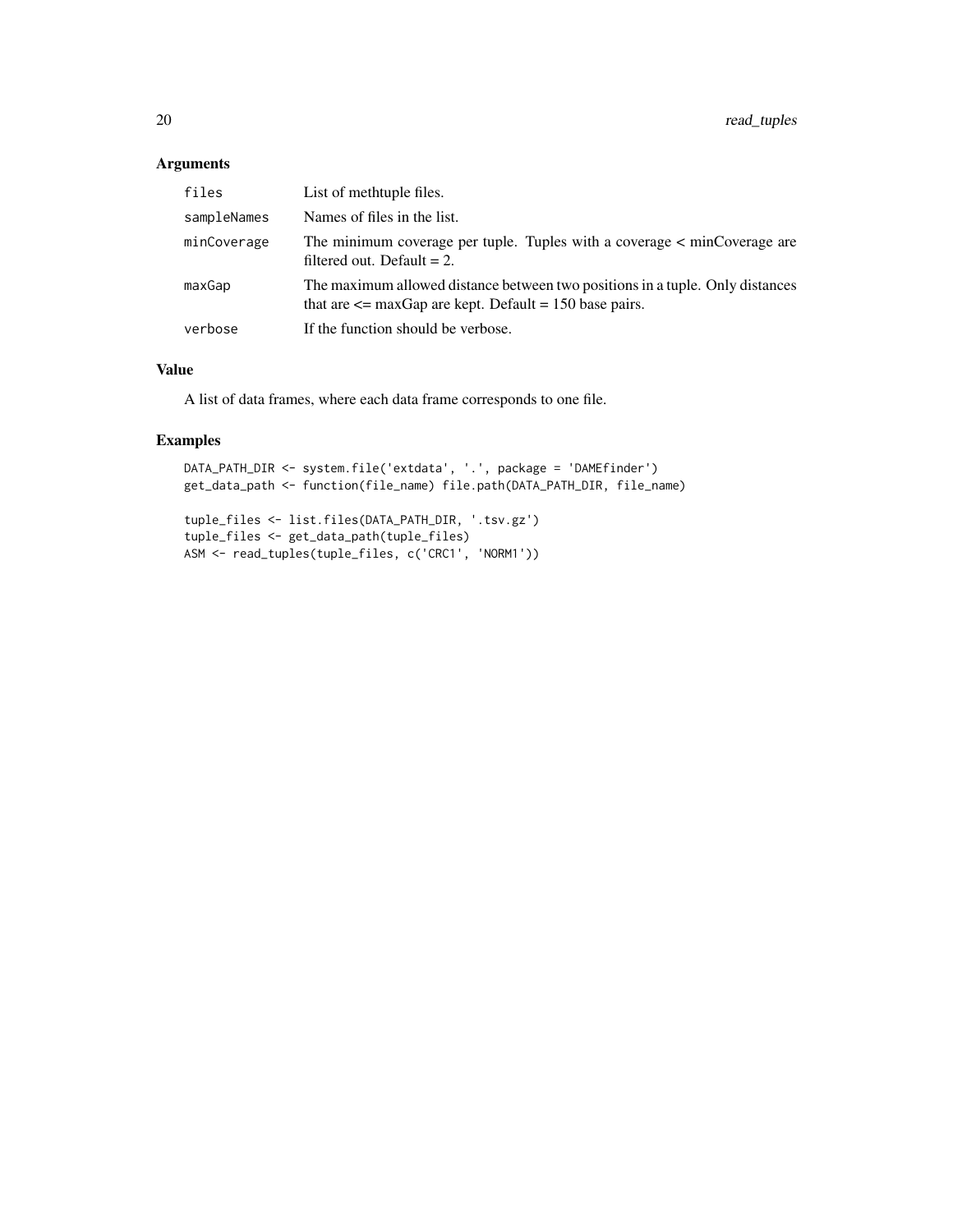## Arguments

| | |
|---|---|
| files | List of methtuple files. |
| sampleNames | Names of files in the list. |
| minCoverage | The minimum coverage per tuple. Tuples with a coverage < minCoverage are filtered out. Default = 2. |
| maxGap | The maximum allowed distance between two positions in a tuple. Only distances that are <= maxGap are kept. Default = 150 base pairs. |
| verbose | If the function should be verbose. |

## Value

A list of data frames, where each data frame corresponds to one file.

## Examples

```
DATA_PATH_DIR <- system.file('extdata', '.', package = 'DAMEfinder')
get_data_path <- function(file_name) file.path(DATA_PATH_DIR, file_name)

tuple_files <- list.files(DATA_PATH_DIR, '.tsv.gz')
tuple_files <- get_data_path(tuple_files)
ASM <- read_tuples(tuple_files, c('CRC1', 'NORM1'))
```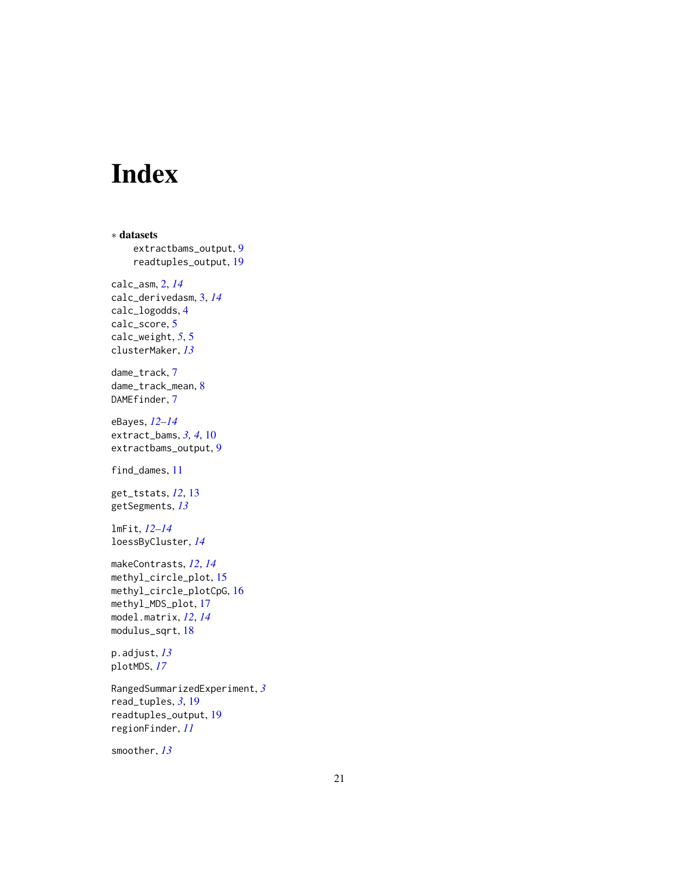# Index

∗ **datasets**
    extractbams_output, 9
    readtuples_output, 19

calc_asm, 2, *14*
calc_derivedasm, 3, *14*
calc_logodds, 4
calc_score, 5
calc_weight, *5*, 5
clusterMaker, *13*

dame_track, 7
dame_track_mean, 8
DAMEfinder, 7

eBayes, *12–14*
extract_bams, *3, 4*, 10
extractbams_output, 9

find_dames, 11

get_tstats, *12*, 13
getSegments, *13*

lmFit, *12–14*
loessByCluster, *14*

makeContrasts, *12*, *14*
methyl_circle_plot, 15
methyl_circle_plotCpG, 16
methyl_MDS_plot, 17
model.matrix, *12*, *14*
modulus_sqrt, 18

p.adjust, *13*
plotMDS, *17*

RangedSummarizedExperiment, *3*
read_tuples, *3*, 19
readtuples_output, 19
regionFinder, *11*

smoother, *13*